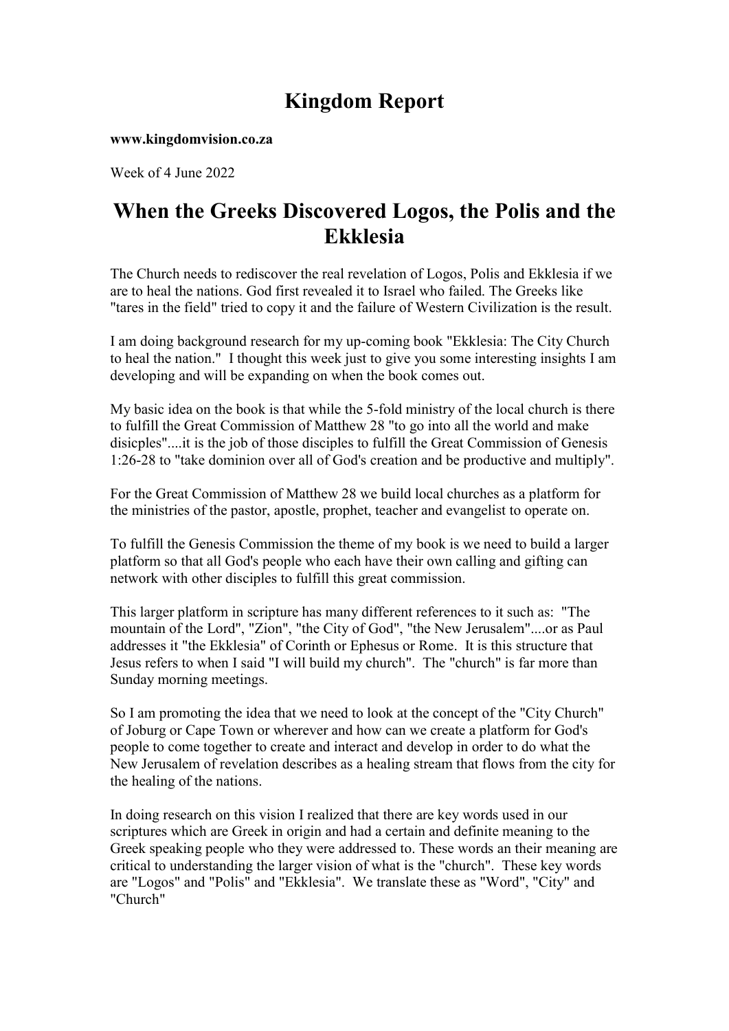# Kingdom Report

**www.kingdomvision.co.za**

Week of 4 June 2022

# When the Greeks Discovered Logos, the Polis and the Ekklesia

The Church needs to rediscover the real revelation of Logos, Polis and Ekklesia if we are to heal the nations. God first revealed it to Israel who failed. The Greeks like "tares in the field" tried to copy it and the failure of Western Civilization is the result.

I am doing background research for my up-coming book "Ekklesia: The City Church to heal the nation." I thought this week just to give you some interesting insights I am developing and will be expanding on when the book comes out.

My basic idea on the book is that while the 5-fold ministry of the local church is there to fulfill the Great Commission of Matthew 28 "to go into all the world and make disicples"....it is the job of those disciples to fulfill the Great Commission of Genesis 1:26-28 to "take dominion over all of God's creation and be productive and multiply".

For the Great Commission of Matthew 28 we build local churches as a platform for the ministries of the pastor, apostle, prophet, teacher and evangelist to operate on.

To fulfill the Genesis Commission the theme of my book is we need to build a larger platform so that all God's people who each have their own calling and gifting can network with other disciples to fulfill this great commission.

This larger platform in scripture has many different references to it such as: "The mountain of the Lord", "Zion", "the City of God", "the New Jerusalem"....or as Paul addresses it "the Ekklesia" of Corinth or Ephesus or Rome. It is this structure that Jesus refers to when I said "I will build my church". The "church" is far more than Sunday morning meetings.

So I am promoting the idea that we need to look at the concept of the "City Church" of Joburg or Cape Town or wherever and how can we create a platform for God's people to come together to create and interact and develop in order to do what the New Jerusalem of revelation describes as a healing stream that flows from the city for the healing of the nations.

In doing research on this vision I realized that there are key words used in our scriptures which are Greek in origin and had a certain and definite meaning to the Greek speaking people who they were addressed to. These words an their meaning are critical to understanding the larger vision of what is the "church". These key words are "Logos" and "Polis" and "Ekklesia". We translate these as "Word", "City" and "Church"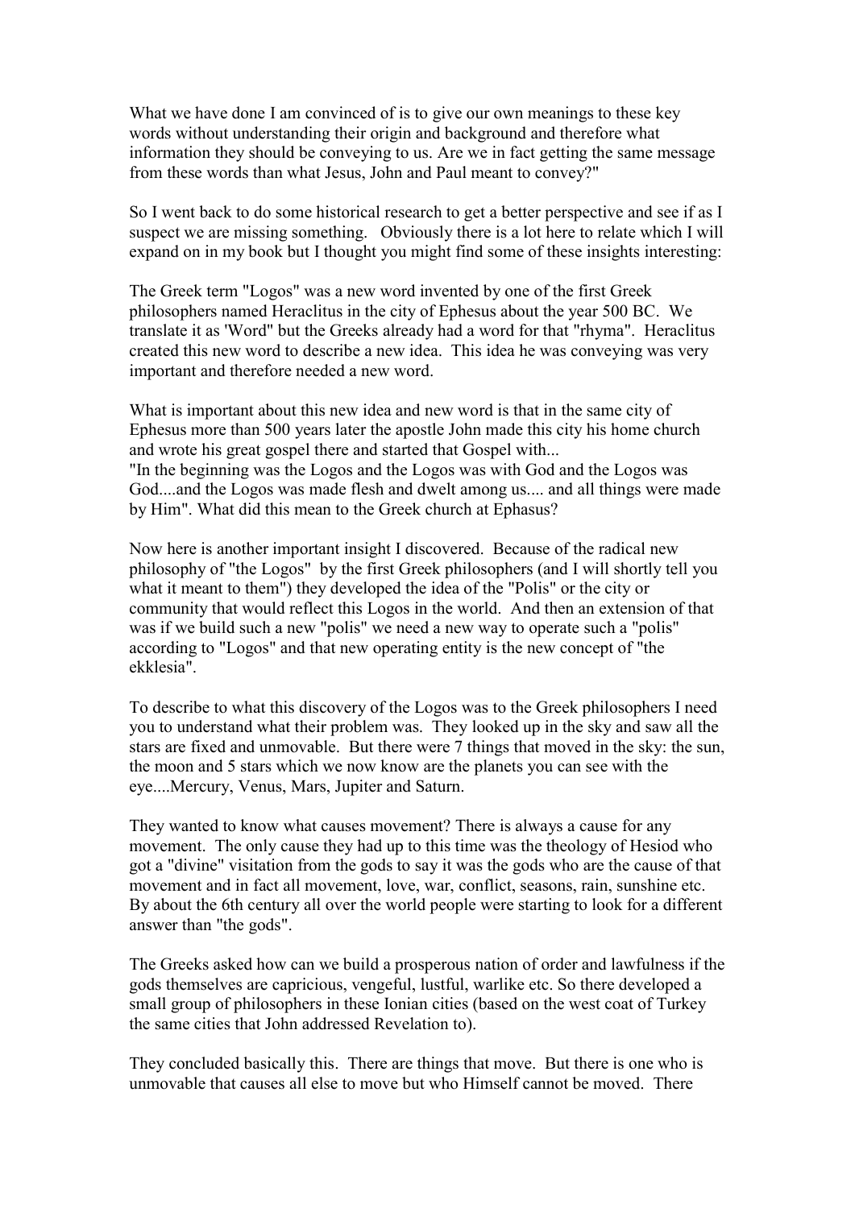What we have done I am convinced of is to give our own meanings to these key words without understanding their origin and background and therefore what information they should be conveying to us. Are we in fact getting the same message from these words than what Jesus, John and Paul meant to convey?"

So I went back to do some historical research to get a better perspective and see if as I suspect we are missing something. Obviously there is a lot here to relate which I will expand on in my book but I thought you might find some of these insights interesting:

The Greek term "Logos" was a new word invented by one of the first Greek philosophers named Heraclitus in the city of Ephesus about the year 500 BC. We translate it as 'Word" but the Greeks already had a word for that "rhyma". Heraclitus created this new word to describe a new idea. This idea he was conveying was very important and therefore needed a new word.

What is important about this new idea and new word is that in the same city of Ephesus more than 500 years later the apostle John made this city his home church and wrote his great gospel there and started that Gospel with...
"In the beginning was the Logos and the Logos was with God and the Logos was God....and the Logos was made flesh and dwelt among us.... and all things were made by Him". What did this mean to the Greek church at Ephasus?

Now here is another important insight I discovered. Because of the radical new philosophy of "the Logos" by the first Greek philosophers (and I will shortly tell you what it meant to them") they developed the idea of the "Polis" or the city or community that would reflect this Logos in the world. And then an extension of that was if we build such a new "polis" we need a new way to operate such a "polis" according to "Logos" and that new operating entity is the new concept of "the ekklesia".

To describe to what this discovery of the Logos was to the Greek philosophers I need you to understand what their problem was. They looked up in the sky and saw all the stars are fixed and unmovable. But there were 7 things that moved in the sky: the sun, the moon and 5 stars which we now know are the planets you can see with the eye....Mercury, Venus, Mars, Jupiter and Saturn.

They wanted to know what causes movement? There is always a cause for any movement. The only cause they had up to this time was the theology of Hesiod who got a "divine" visitation from the gods to say it was the gods who are the cause of that movement and in fact all movement, love, war, conflict, seasons, rain, sunshine etc. By about the 6th century all over the world people were starting to look for a different answer than "the gods".

The Greeks asked how can we build a prosperous nation of order and lawfulness if the gods themselves are capricious, vengeful, lustful, warlike etc. So there developed a small group of philosophers in these Ionian cities (based on the west coat of Turkey the same cities that John addressed Revelation to).

They concluded basically this. There are things that move. But there is one who is unmovable that causes all else to move but who Himself cannot be moved. There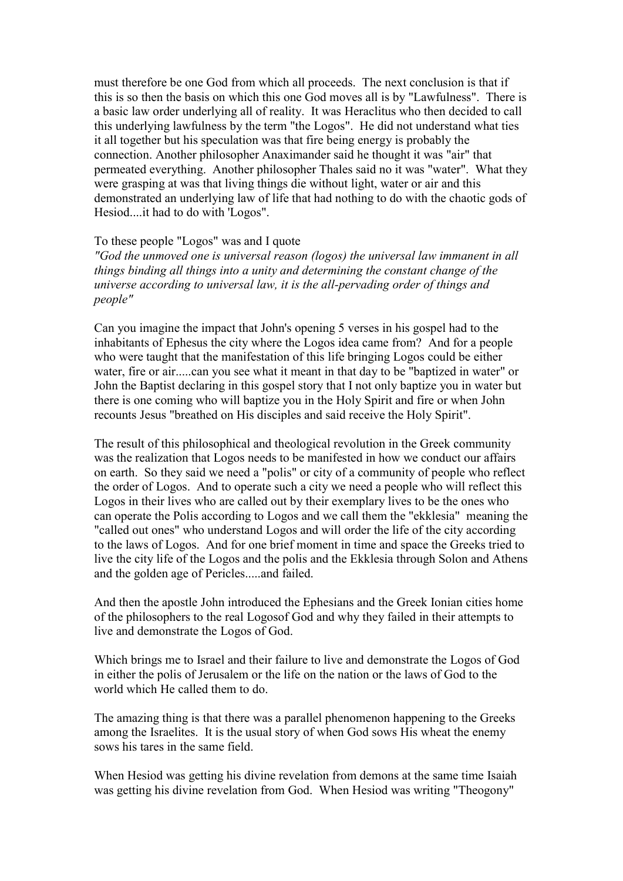must therefore be one God from which all proceeds. The next conclusion is that if this is so then the basis on which this one God moves all is by "Lawfulness". There is a basic law order underlying all of reality. It was Heraclitus who then decided to call this underlying lawfulness by the term "the Logos". He did not understand what ties it all together but his speculation was that fire being energy is probably the connection. Another philosopher Anaximander said he thought it was "air" that permeated everything. Another philosopher Thales said no it was "water". What they were grasping at was that living things die without light, water or air and this demonstrated an underlying law of life that had nothing to do with the chaotic gods of Hesiod....it had to do with 'Logos".

To these people "Logos" was and I quote
*"God the unmoved one is universal reason (logos) the universal law immanent in all things binding all things into a unity and determining the constant change of the universe according to universal law, it is the all-pervading order of things and people"*

Can you imagine the impact that John's opening 5 verses in his gospel had to the inhabitants of Ephesus the city where the Logos idea came from? And for a people who were taught that the manifestation of this life bringing Logos could be either water, fire or air.....can you see what it meant in that day to be "baptized in water" or John the Baptist declaring in this gospel story that I not only baptize you in water but there is one coming who will baptize you in the Holy Spirit and fire or when John recounts Jesus "breathed on His disciples and said receive the Holy Spirit".

The result of this philosophical and theological revolution in the Greek community was the realization that Logos needs to be manifested in how we conduct our affairs on earth. So they said we need a "polis" or city of a community of people who reflect the order of Logos. And to operate such a city we need a people who will reflect this Logos in their lives who are called out by their exemplary lives to be the ones who can operate the Polis according to Logos and we call them the "ekklesia" meaning the "called out ones" who understand Logos and will order the life of the city according to the laws of Logos. And for one brief moment in time and space the Greeks tried to live the city life of the Logos and the polis and the Ekklesia through Solon and Athens and the golden age of Pericles.....and failed.

And then the apostle John introduced the Ephesians and the Greek Ionian cities home of the philosophers to the real Logosof God and why they failed in their attempts to live and demonstrate the Logos of God.

Which brings me to Israel and their failure to live and demonstrate the Logos of God in either the polis of Jerusalem or the life on the nation or the laws of God to the world which He called them to do.

The amazing thing is that there was a parallel phenomenon happening to the Greeks among the Israelites. It is the usual story of when God sows His wheat the enemy sows his tares in the same field.

When Hesiod was getting his divine revelation from demons at the same time Isaiah was getting his divine revelation from God. When Hesiod was writing "Theogony"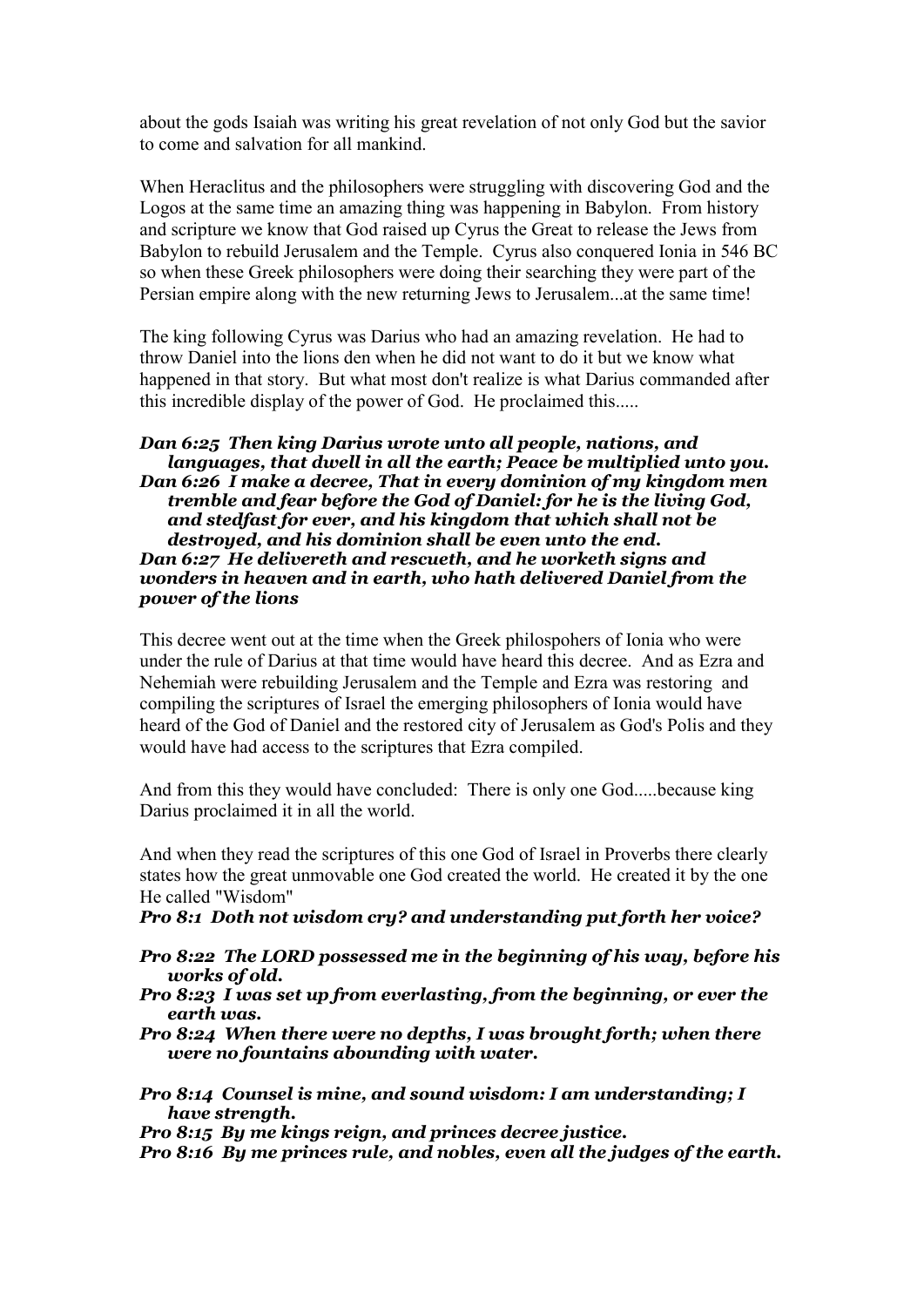about the gods Isaiah was writing his great revelation of not only God but the savior to come and salvation for all mankind.

When Heraclitus and the philosophers were struggling with discovering God and the Logos at the same time an amazing thing was happening in Babylon. From history and scripture we know that God raised up Cyrus the Great to release the Jews from Babylon to rebuild Jerusalem and the Temple. Cyrus also conquered Ionia in 546 BC so when these Greek philosophers were doing their searching they were part of the Persian empire along with the new returning Jews to Jerusalem...at the same time!

The king following Cyrus was Darius who had an amazing revelation. He had to throw Daniel into the lions den when he did not want to do it but we know what happened in that story. But what most don't realize is what Darius commanded after this incredible display of the power of God. He proclaimed this.....

***Dan 6:25 Then king Darius wrote unto all people, nations, and languages, that dwell in all the earth; Peace be multiplied unto you.***
***Dan 6:26 I make a decree, That in every dominion of my kingdom men tremble and fear before the God of Daniel: for he is the living God, and stedfast for ever, and his kingdom that which shall not be destroyed, and his dominion shall be even unto the end.***
***Dan 6:27 He delivereth and rescueth, and he worketh signs and wonders in heaven and in earth, who hath delivered Daniel from the power of the lions***

This decree went out at the time when the Greek philospohers of Ionia who were under the rule of Darius at that time would have heard this decree. And as Ezra and Nehemiah were rebuilding Jerusalem and the Temple and Ezra was restoring and compiling the scriptures of Israel the emerging philosophers of Ionia would have heard of the God of Daniel and the restored city of Jerusalem as God's Polis and they would have had access to the scriptures that Ezra compiled.

And from this they would have concluded: There is only one God.....because king Darius proclaimed it in all the world.

And when they read the scriptures of this one God of Israel in Proverbs there clearly states how the great unmovable one God created the world. He created it by the one He called "Wisdom"

***Pro 8:1 Doth not wisdom cry? and understanding put forth her voice?***

***Pro 8:22 The LORD possessed me in the beginning of his way, before his works of old.***
***Pro 8:23 I was set up from everlasting, from the beginning, or ever the earth was.***
***Pro 8:24 When there were no depths, I was brought forth; when there were no fountains abounding with water.***

***Pro 8:14 Counsel is mine, and sound wisdom: I am understanding; I have strength.***
***Pro 8:15 By me kings reign, and princes decree justice.***
***Pro 8:16 By me princes rule, and nobles, even all the judges of the earth.***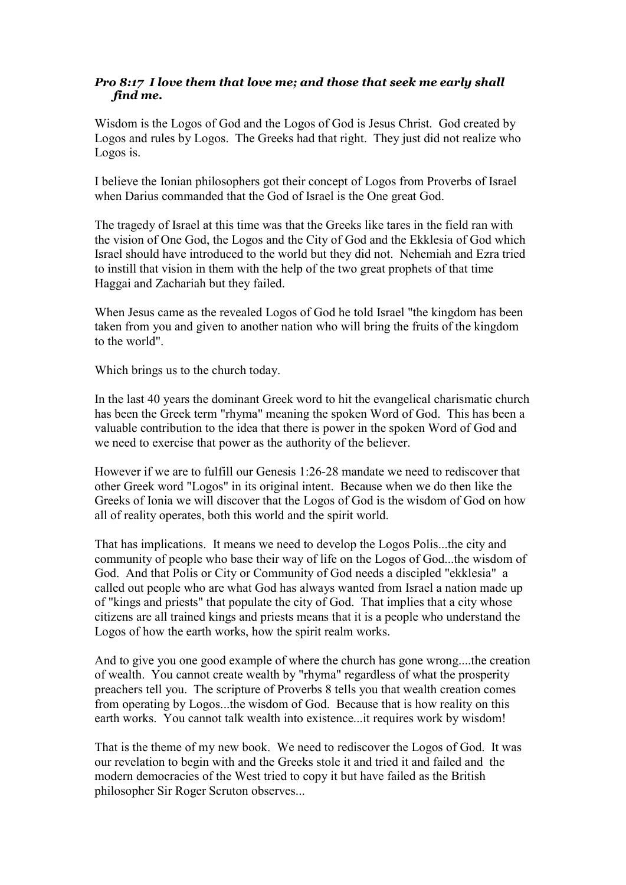***Pro 8:17 I love them that love me; and those that seek me early shall find me.***

Wisdom is the Logos of God and the Logos of God is Jesus Christ. God created by Logos and rules by Logos. The Greeks had that right. They just did not realize who Logos is.

I believe the Ionian philosophers got their concept of Logos from Proverbs of Israel when Darius commanded that the God of Israel is the One great God.

The tragedy of Israel at this time was that the Greeks like tares in the field ran with the vision of One God, the Logos and the City of God and the Ekklesia of God which Israel should have introduced to the world but they did not. Nehemiah and Ezra tried to instill that vision in them with the help of the two great prophets of that time Haggai and Zachariah but they failed.

When Jesus came as the revealed Logos of God he told Israel "the kingdom has been taken from you and given to another nation who will bring the fruits of the kingdom to the world".

Which brings us to the church today.

In the last 40 years the dominant Greek word to hit the evangelical charismatic church has been the Greek term "rhyma" meaning the spoken Word of God. This has been a valuable contribution to the idea that there is power in the spoken Word of God and we need to exercise that power as the authority of the believer.

However if we are to fulfill our Genesis 1:26-28 mandate we need to rediscover that other Greek word "Logos" in its original intent. Because when we do then like the Greeks of Ionia we will discover that the Logos of God is the wisdom of God on how all of reality operates, both this world and the spirit world.

That has implications. It means we need to develop the Logos Polis...the city and community of people who base their way of life on the Logos of God...the wisdom of God. And that Polis or City or Community of God needs a discipled "ekklesia" a called out people who are what God has always wanted from Israel a nation made up of "kings and priests" that populate the city of God. That implies that a city whose citizens are all trained kings and priests means that it is a people who understand the Logos of how the earth works, how the spirit realm works.

And to give you one good example of where the church has gone wrong....the creation of wealth. You cannot create wealth by "rhyma" regardless of what the prosperity preachers tell you. The scripture of Proverbs 8 tells you that wealth creation comes from operating by Logos...the wisdom of God. Because that is how reality on this earth works. You cannot talk wealth into existence...it requires work by wisdom!

That is the theme of my new book. We need to rediscover the Logos of God. It was our revelation to begin with and the Greeks stole it and tried it and failed and the modern democracies of the West tried to copy it but have failed as the British philosopher Sir Roger Scruton observes...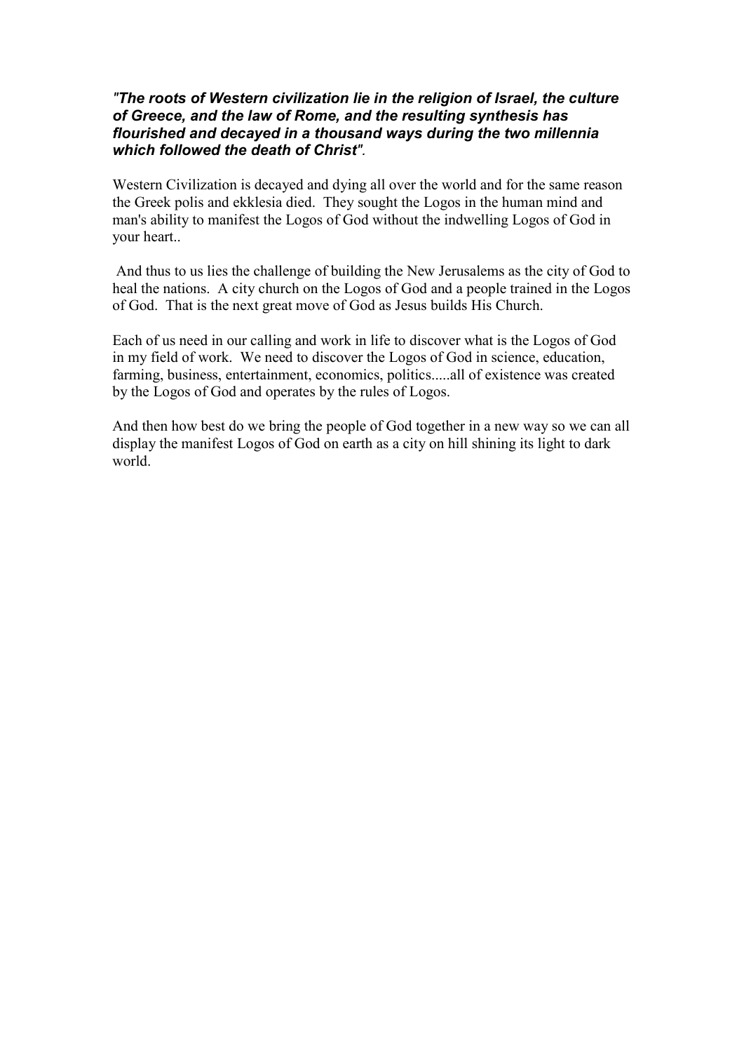***"The roots of Western civilization lie in the religion of Israel, the culture of Greece, and the law of Rome, and the resulting synthesis has flourished and decayed in a thousand ways during the two millennia which followed the death of Christ".***

Western Civilization is decayed and dying all over the world and for the same reason the Greek polis and ekklesia died. They sought the Logos in the human mind and man's ability to manifest the Logos of God without the indwelling Logos of God in your heart..

And thus to us lies the challenge of building the New Jerusalems as the city of God to heal the nations. A city church on the Logos of God and a people trained in the Logos of God. That is the next great move of God as Jesus builds His Church.

Each of us need in our calling and work in life to discover what is the Logos of God in my field of work. We need to discover the Logos of God in science, education, farming, business, entertainment, economics, politics.....all of existence was created by the Logos of God and operates by the rules of Logos.

And then how best do we bring the people of God together in a new way so we can all display the manifest Logos of God on earth as a city on hill shining its light to dark world.